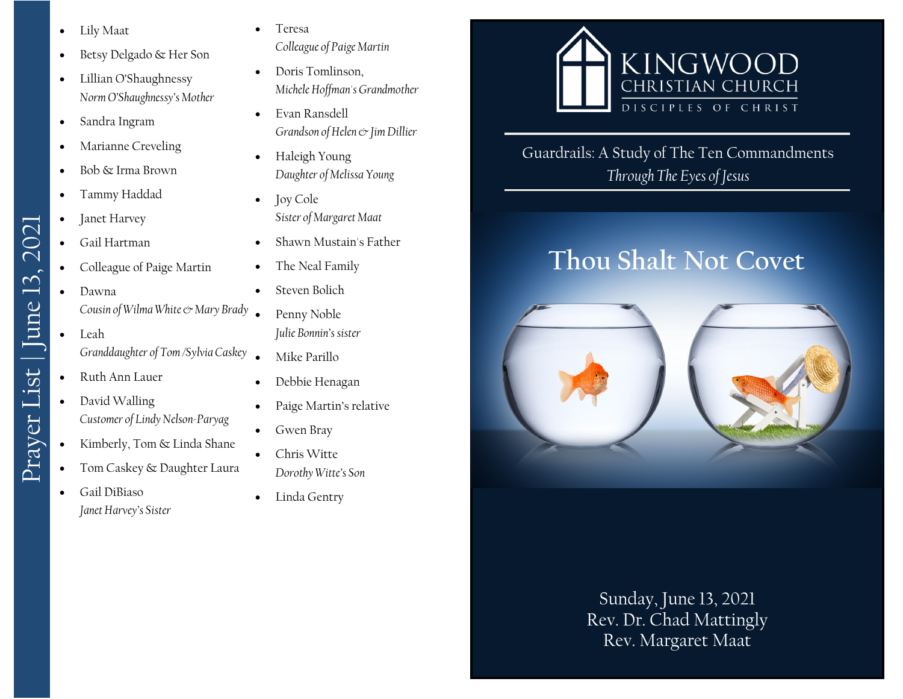# Prayer List | June 13, 2021

- Lily Maat
- Betsy Delgado & Her Son
- Lillian O'Shaughnessy
  *Norm O'Shaughnessy's Mother*
- Sandra Ingram
- Marianne Creveling
- Bob & Irma Brown
- Tammy Haddad
- Janet Harvey
- Gail Hartman
- Colleague of Paige Martin
- Dawna
  *Cousin of Wilma White & Mary Brady*
- Leah
  *Granddaughter of Tom /Sylvia Caskey*
- Ruth Ann Lauer
- David Walling
  *Customer of Lindy Nelson-Paryag*
- Kimberly, Tom & Linda Shane
- Tom Caskey & Daughter Laura
- Gail DiBiaso
  *Janet Harvey's Sister*
- Teresa
  *Colleague of Paige Martin*
- Doris Tomlinson,
  *Michele Hoffman's Grandmother*
- Evan Ransdell
  *Grandson of Helen & Jim Dillier*
- Haleigh Young
  *Daughter of Melissa Young*
- Joy Cole
  *Sister of Margaret Maat*
- Shawn Mustain's Father
- The Neal Family
- Steven Bolich
- Penny Noble
  *Julie Bonnin's sister*
- Mike Parillo
- Debbie Henagan
- Paige Martin's relative
- Gwen Bray
- Chris Witte
  *Dorothy Witte's Son*
- Linda Gentry

# KINGWOOD CHRISTIAN CHURCH

DISCIPLES OF CHRIST

Guardrails: A Study of The Ten Commandments
*Through The Eyes of Jesus*

## Thou Shalt Not Covet

Sunday, June 13, 2021
Rev. Dr. Chad Mattingly
Rev. Margaret Maat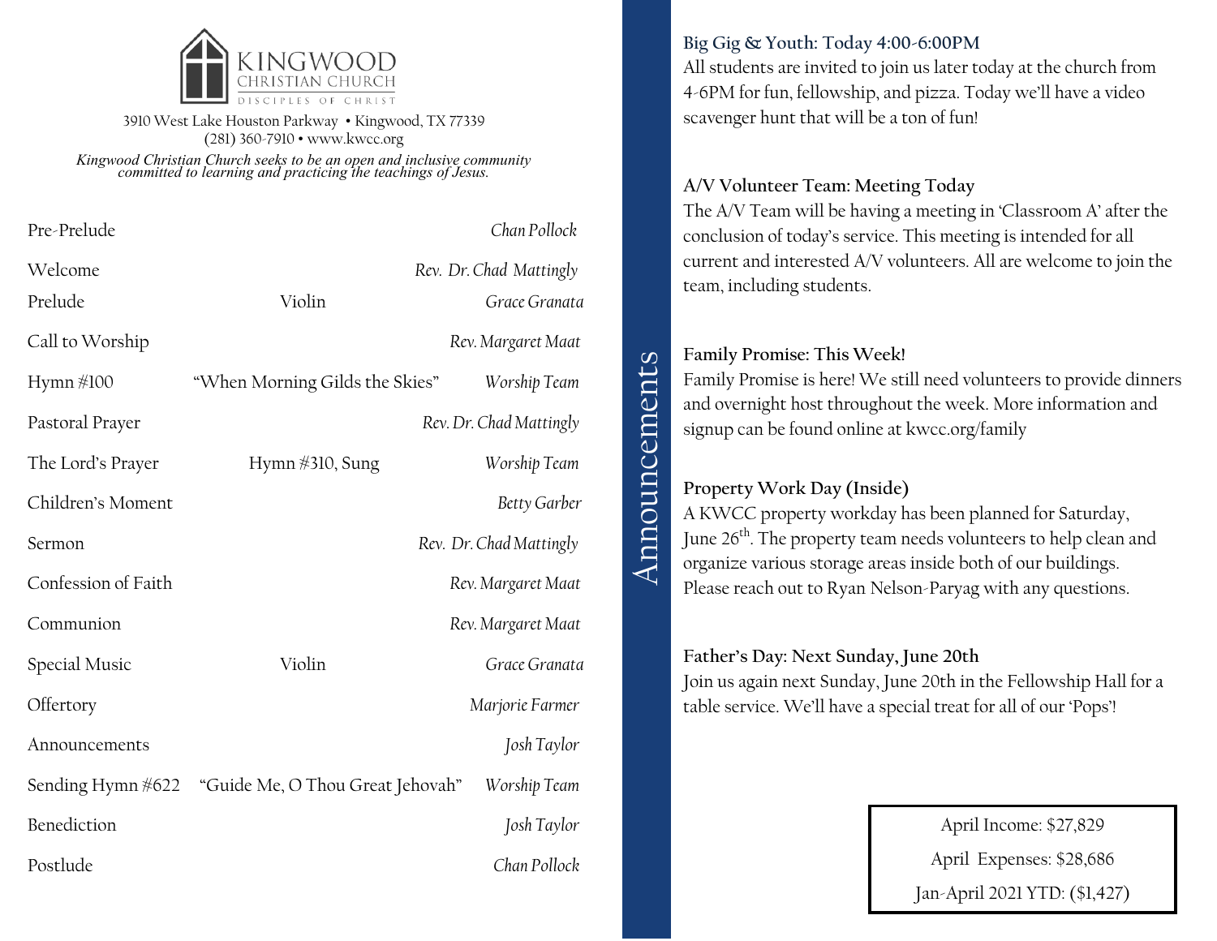KINGWOOD CHRISTIAN CHURCH

DISCIPLES OF CHRIST

3910 West Lake Houston Parkway • Kingwood, TX 77339
(281) 360-7910 • www.kwcc.org

*Kingwood Christian Church seeks to be an open and inclusive community committed to learning and practicing the teachings of Jesus.*

| | | |
|---|---|---|
| Pre-Prelude | | *Chan Pollock* |
| Welcome | | *Rev. Dr. Chad Mattingly* |
| Prelude | Violin | *Grace Granata* |
| Call to Worship | | *Rev. Margaret Maat* |
| Hymn #100 | "When Morning Gilds the Skies" | *Worship Team* |
| Pastoral Prayer | | *Rev. Dr. Chad Mattingly* |
| The Lord's Prayer | Hymn #310, Sung | *Worship Team* |
| Children's Moment | | *Betty Garber* |
| Sermon | | *Rev. Dr. Chad Mattingly* |
| Confession of Faith | | *Rev. Margaret Maat* |
| Communion | | *Rev. Margaret Maat* |
| Special Music | Violin | *Grace Granata* |
| Offertory | | *Marjorie Farmer* |
| Announcements | | *Josh Taylor* |
| Sending Hymn #622 | "Guide Me, O Thou Great Jehovah" | *Worship Team* |
| Benediction | | *Josh Taylor* |
| Postlude | | *Chan Pollock* |

# Announcements

**Big Gig & Youth: Today 4:00-6:00PM**
All students are invited to join us later today at the church from 4-6PM for fun, fellowship, and pizza. Today we'll have a video scavenger hunt that will be a ton of fun!

**A/V Volunteer Team: Meeting Today**
The A/V Team will be having a meeting in 'Classroom A' after the conclusion of today's service. This meeting is intended for all current and interested A/V volunteers. All are welcome to join the team, including students.

**Family Promise: This Week!**
Family Promise is here! We still need volunteers to provide dinners and overnight host throughout the week. More information and signup can be found online at kwcc.org/family

**Property Work Day (Inside)**
A KWCC property workday has been planned for Saturday, June 26th. The property team needs volunteers to help clean and organize various storage areas inside both of our buildings. Please reach out to Ryan Nelson-Paryag with any questions.

**Father's Day: Next Sunday, June 20th**
Join us again next Sunday, June 20th in the Fellowship Hall for a table service. We'll have a special treat for all of our 'Pops'!

April Income: $27,829
April Expenses: $28,686
Jan-April 2021 YTD: ($1,427)